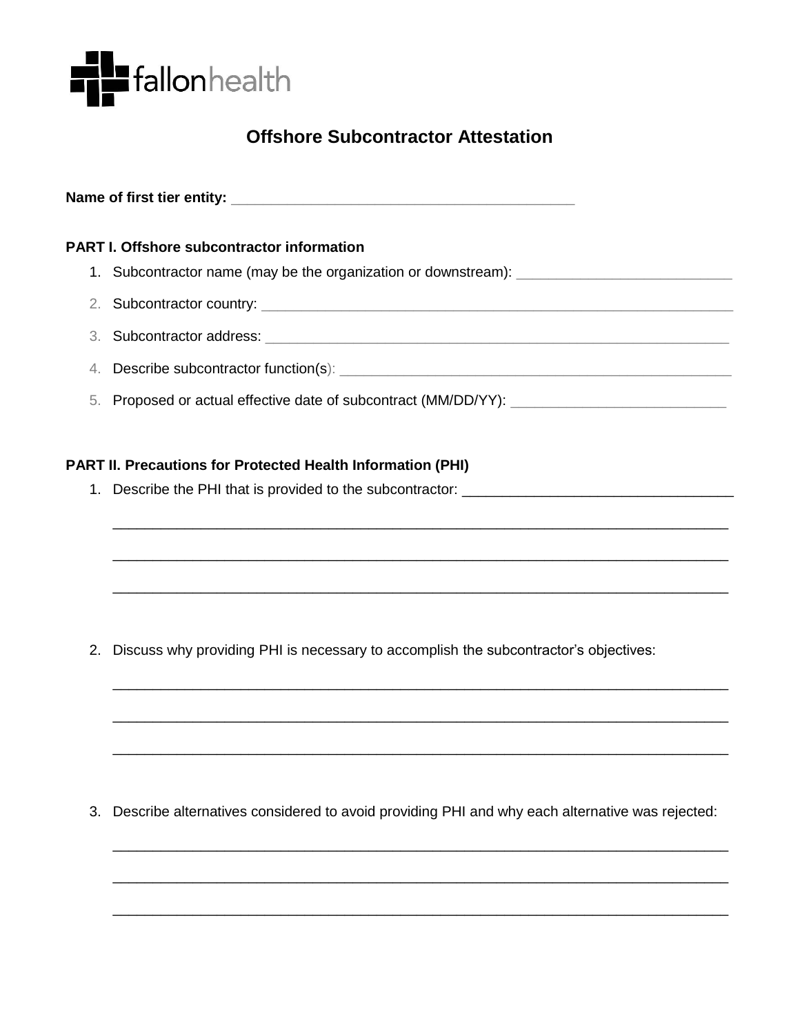fallonhealth

# Offshore Subcontractor Attestation

**Name of first tier entity:** ____________________________________________

**PART I. Offshore subcontractor information**

1. Subcontractor name (may be the organization or downstream): ___________________________
2. Subcontractor country: ______________________________________________________________
3. Subcontractor address: ______________________________________________________________
4. Describe subcontractor function(s): ___________________________________________________
5. Proposed or actual effective date of subcontract (MM/DD/YY): ___________________________

**PART II. Precautions for Protected Health Information (PHI)**

1. Describe the PHI that is provided to the subcontractor: __________________________________

   ________________________________________________________________________________

   ________________________________________________________________________________

   ________________________________________________________________________________

2. Discuss why providing PHI is necessary to accomplish the subcontractor's objectives:

   ________________________________________________________________________________

   ________________________________________________________________________________

   ________________________________________________________________________________

3. Describe alternatives considered to avoid providing PHI and why each alternative was rejected:

   ________________________________________________________________________________

   ________________________________________________________________________________

   ________________________________________________________________________________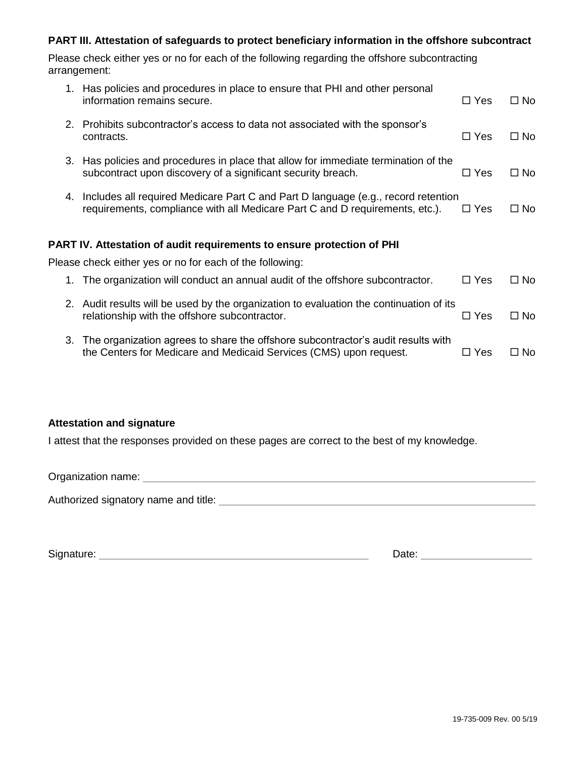**PART III. Attestation of safeguards to protect beneficiary information in the offshore subcontract**

Please check either yes or no for each of the following regarding the offshore subcontracting arrangement:

1. Has policies and procedures in place to ensure that PHI and other personal information remains secure. ☐ Yes ☐ No
2. Prohibits subcontractor's access to data not associated with the sponsor's contracts. ☐ Yes ☐ No
3. Has policies and procedures in place that allow for immediate termination of the subcontract upon discovery of a significant security breach. ☐ Yes ☐ No
4. Includes all required Medicare Part C and Part D language (e.g., record retention requirements, compliance with all Medicare Part C and D requirements, etc.). ☐ Yes ☐ No

**PART IV. Attestation of audit requirements to ensure protection of PHI**

Please check either yes or no for each of the following:

1. The organization will conduct an annual audit of the offshore subcontractor. ☐ Yes ☐ No
2. Audit results will be used by the organization to evaluation the continuation of its relationship with the offshore subcontractor. ☐ Yes ☐ No
3. The organization agrees to share the offshore subcontractor's audit results with the Centers for Medicare and Medicaid Services (CMS) upon request. ☐ Yes ☐ No

**Attestation and signature**

I attest that the responses provided on these pages are correct to the best of my knowledge.

Organization name: ______________________________________________

Authorized signatory name and title: ______________________________________________

Signature: ______________________________________________ Date: ____________________

19-735-009 Rev. 00 5/19